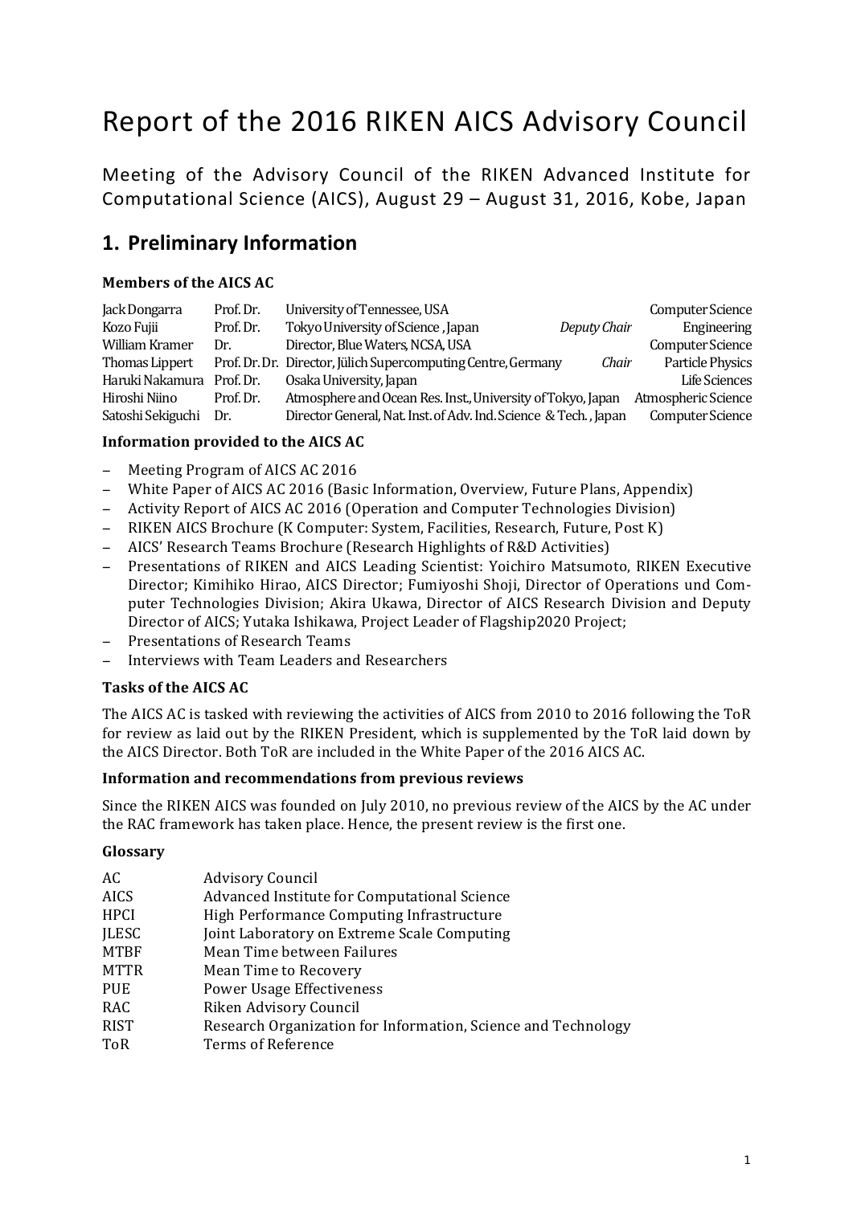# Report of the 2016 RIKEN AICS Advisory Council

Meeting of the Advisory Council of the RIKEN Advanced Institute for Computational Science (AICS), August 29 – August 31, 2016, Kobe, Japan

## 1. Preliminary Information

### Members of the AICS AC

| | | | | |
|---|---|---|---|---|
| Jack Dongarra | Prof. Dr. | University of Tennessee, USA | | Computer Science |
| Kozo Fujii | Prof. Dr. | Tokyo University of Science, Japan | *Deputy Chair* | Engineering |
| William Kramer | Dr. | Director, Blue Waters, NCSA, USA | | Computer Science |
| Thomas Lippert | Prof. Dr. Dr. | Director, Jülich Supercomputing Centre, Germany | *Chair* | Particle Physics |
| Haruki Nakamura | Prof. Dr. | Osaka University, Japan | | Life Sciences |
| Hiroshi Niino | Prof. Dr. | Atmosphere and Ocean Res. Inst., University of Tokyo, Japan | | Atmospheric Science |
| Satoshi Sekiguchi | Dr. | Director General, Nat. Inst. of Adv. Ind. Science & Tech., Japan | | Computer Science |

### Information provided to the AICS AC

- Meeting Program of AICS AC 2016
- White Paper of AICS AC 2016 (Basic Information, Overview, Future Plans, Appendix)
- Activity Report of AICS AC 2016 (Operation and Computer Technologies Division)
- RIKEN AICS Brochure (K Computer: System, Facilities, Research, Future, Post K)
- AICS' Research Teams Brochure (Research Highlights of R&D Activities)
- Presentations of RIKEN and AICS Leading Scientist: Yoichiro Matsumoto, RIKEN Executive Director; Kimihiko Hirao, AICS Director; Fumiyoshi Shoji, Director of Operations und Computer Technologies Division; Akira Ukawa, Director of AICS Research Division and Deputy Director of AICS; Yutaka Ishikawa, Project Leader of Flagship2020 Project;
- Presentations of Research Teams
- Interviews with Team Leaders and Researchers

### Tasks of the AICS AC

The AICS AC is tasked with reviewing the activities of AICS from 2010 to 2016 following the ToR for review as laid out by the RIKEN President, which is supplemented by the ToR laid down by the AICS Director. Both ToR are included in the White Paper of the 2016 AICS AC.

### Information and recommendations from previous reviews

Since the RIKEN AICS was founded on July 2010, no previous review of the AICS by the AC under the RAC framework has taken place. Hence, the present review is the first one.

### Glossary

| | |
|---|---|
| AC | Advisory Council |
| AICS | Advanced Institute for Computational Science |
| HPCI | High Performance Computing Infrastructure |
| JLESC | Joint Laboratory on Extreme Scale Computing |
| MTBF | Mean Time between Failures |
| MTTR | Mean Time to Recovery |
| PUE | Power Usage Effectiveness |
| RAC | Riken Advisory Council |
| RIST | Research Organization for Information, Science and Technology |
| ToR | Terms of Reference |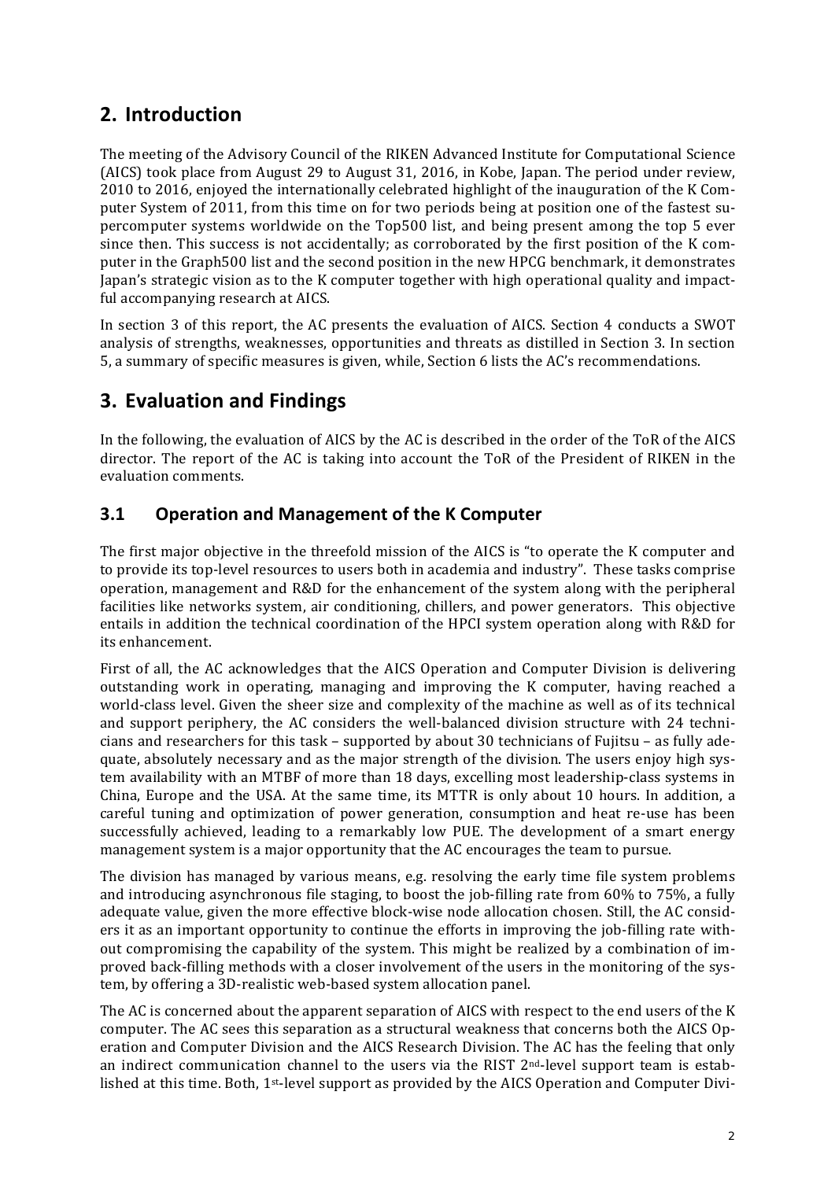## 2. Introduction

The meeting of the Advisory Council of the RIKEN Advanced Institute for Computational Science (AICS) took place from August 29 to August 31, 2016, in Kobe, Japan. The period under review, 2010 to 2016, enjoyed the internationally celebrated highlight of the inauguration of the K Computer System of 2011, from this time on for two periods being at position one of the fastest supercomputer systems worldwide on the Top500 list, and being present among the top 5 ever since then. This success is not accidentally; as corroborated by the first position of the K computer in the Graph500 list and the second position in the new HPCG benchmark, it demonstrates Japan's strategic vision as to the K computer together with high operational quality and impactful accompanying research at AICS.

In section 3 of this report, the AC presents the evaluation of AICS. Section 4 conducts a SWOT analysis of strengths, weaknesses, opportunities and threats as distilled in Section 3. In section 5, a summary of specific measures is given, while, Section 6 lists the AC's recommendations.

## 3. Evaluation and Findings

In the following, the evaluation of AICS by the AC is described in the order of the ToR of the AICS director. The report of the AC is taking into account the ToR of the President of RIKEN in the evaluation comments.

### 3.1 Operation and Management of the K Computer

The first major objective in the threefold mission of the AICS is "to operate the K computer and to provide its top-level resources to users both in academia and industry". These tasks comprise operation, management and R&D for the enhancement of the system along with the peripheral facilities like networks system, air conditioning, chillers, and power generators. This objective entails in addition the technical coordination of the HPCI system operation along with R&D for its enhancement.

First of all, the AC acknowledges that the AICS Operation and Computer Division is delivering outstanding work in operating, managing and improving the K computer, having reached a world-class level. Given the sheer size and complexity of the machine as well as of its technical and support periphery, the AC considers the well-balanced division structure with 24 technicians and researchers for this task – supported by about 30 technicians of Fujitsu – as fully adequate, absolutely necessary and as the major strength of the division. The users enjoy high system availability with an MTBF of more than 18 days, excelling most leadership-class systems in China, Europe and the USA. At the same time, its MTTR is only about 10 hours. In addition, a careful tuning and optimization of power generation, consumption and heat re-use has been successfully achieved, leading to a remarkably low PUE. The development of a smart energy management system is a major opportunity that the AC encourages the team to pursue.

The division has managed by various means, e.g. resolving the early time file system problems and introducing asynchronous file staging, to boost the job-filling rate from 60% to 75%, a fully adequate value, given the more effective block-wise node allocation chosen. Still, the AC considers it as an important opportunity to continue the efforts in improving the job-filling rate without compromising the capability of the system. This might be realized by a combination of improved back-filling methods with a closer involvement of the users in the monitoring of the system, by offering a 3D-realistic web-based system allocation panel.

The AC is concerned about the apparent separation of AICS with respect to the end users of the K computer. The AC sees this separation as a structural weakness that concerns both the AICS Operation and Computer Division and the AICS Research Division. The AC has the feeling that only an indirect communication channel to the users via the RIST 2nd-level support team is established at this time. Both, 1st-level support as provided by the AICS Operation and Computer Divi-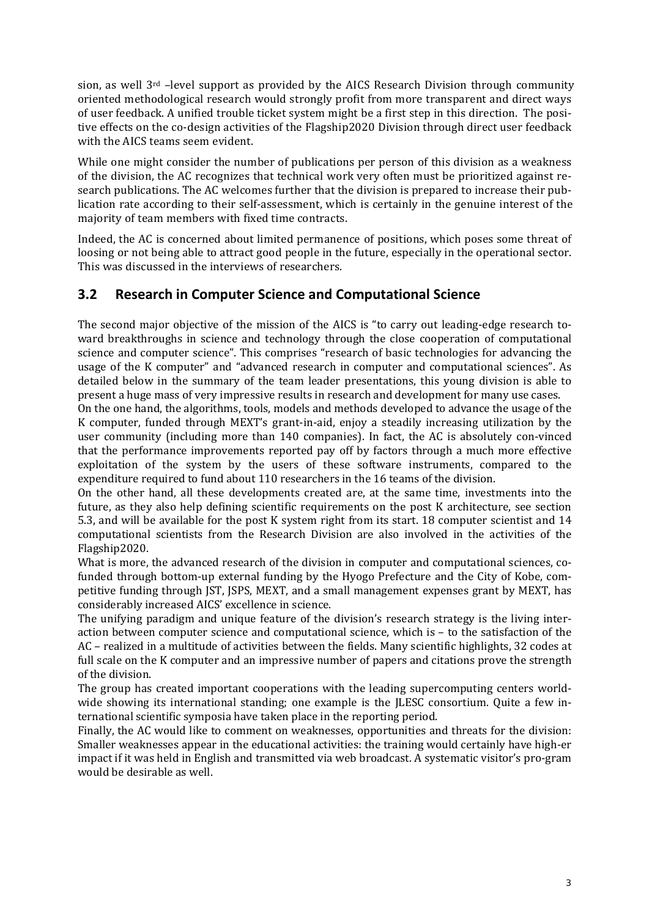sion, as well 3rd –level support as provided by the AICS Research Division through community oriented methodological research would strongly profit from more transparent and direct ways of user feedback. A unified trouble ticket system might be a first step in this direction. The positive effects on the co-design activities of the Flagship2020 Division through direct user feedback with the AICS teams seem evident.

While one might consider the number of publications per person of this division as a weakness of the division, the AC recognizes that technical work very often must be prioritized against research publications. The AC welcomes further that the division is prepared to increase their publication rate according to their self-assessment, which is certainly in the genuine interest of the majority of team members with fixed time contracts.

Indeed, the AC is concerned about limited permanence of positions, which poses some threat of loosing or not being able to attract good people in the future, especially in the operational sector. This was discussed in the interviews of researchers.

## 3.2 Research in Computer Science and Computational Science

The second major objective of the mission of the AICS is "to carry out leading-edge research toward breakthroughs in science and technology through the close cooperation of computational science and computer science". This comprises "research of basic technologies for advancing the usage of the K computer" and "advanced research in computer and computational sciences". As detailed below in the summary of the team leader presentations, this young division is able to present a huge mass of very impressive results in research and development for many use cases.

On the one hand, the algorithms, tools, models and methods developed to advance the usage of the K computer, funded through MEXT's grant-in-aid, enjoy a steadily increasing utilization by the user community (including more than 140 companies). In fact, the AC is absolutely con-vinced that the performance improvements reported pay off by factors through a much more effective exploitation of the system by the users of these software instruments, compared to the expenditure required to fund about 110 researchers in the 16 teams of the division.

On the other hand, all these developments created are, at the same time, investments into the future, as they also help defining scientific requirements on the post K architecture, see section 5.3, and will be available for the post K system right from its start. 18 computer scientist and 14 computational scientists from the Research Division are also involved in the activities of the Flagship2020.

What is more, the advanced research of the division in computer and computational sciences, co-funded through bottom-up external funding by the Hyogo Prefecture and the City of Kobe, competitive funding through JST, JSPS, MEXT, and a small management expenses grant by MEXT, has considerably increased AICS' excellence in science.

The unifying paradigm and unique feature of the division's research strategy is the living interaction between computer science and computational science, which is – to the satisfaction of the AC – realized in a multitude of activities between the fields. Many scientific highlights, 32 codes at full scale on the K computer and an impressive number of papers and citations prove the strength of the division.

The group has created important cooperations with the leading supercomputing centers worldwide showing its international standing; one example is the JLESC consortium. Quite a few international scientific symposia have taken place in the reporting period.

Finally, the AC would like to comment on weaknesses, opportunities and threats for the division: Smaller weaknesses appear in the educational activities: the training would certainly have high-er impact if it was held in English and transmitted via web broadcast. A systematic visitor's pro-gram would be desirable as well.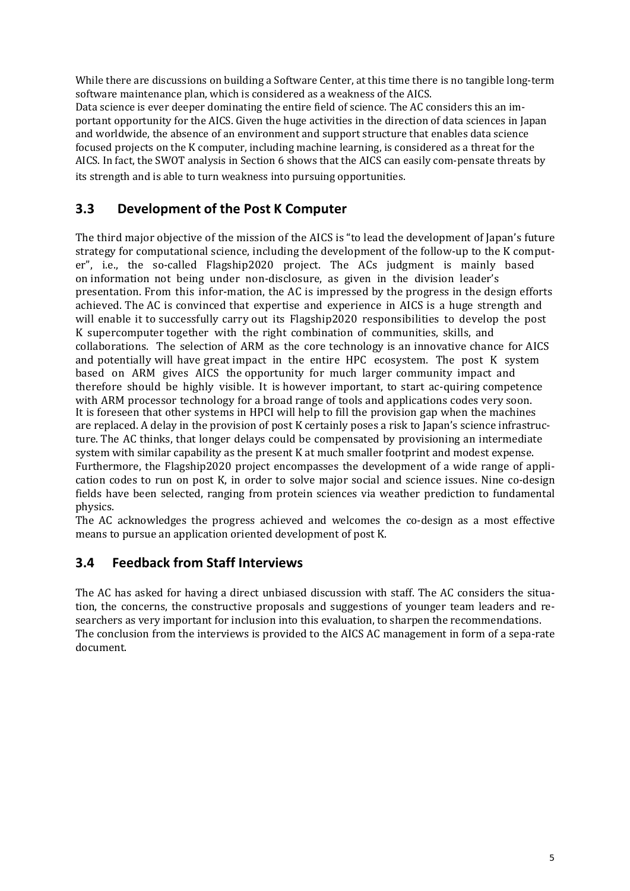While there are discussions on building a Software Center, at this time there is no tangible long-term software maintenance plan, which is considered as a weakness of the AICS.
Data science is ever deeper dominating the entire field of science. The AC considers this an important opportunity for the AICS. Given the huge activities in the direction of data sciences in Japan and worldwide, the absence of an environment and support structure that enables data science focused projects on the K computer, including machine learning, is considered as a threat for the AICS. In fact, the SWOT analysis in Section 6 shows that the AICS can easily com-pensate threats by its strength and is able to turn weakness into pursuing opportunities.

## 3.3 Development of the Post K Computer

The third major objective of the mission of the AICS is "to lead the development of Japan's future strategy for computational science, including the development of the follow-up to the K computer", i.e., the so-called Flagship2020 project. The ACs judgment is mainly based on information not being under non-disclosure, as given in the division leader's presentation. From this infor-mation, the AC is impressed by the progress in the design efforts achieved. The AC is convinced that expertise and experience in AICS is a huge strength and will enable it to successfully carry out its Flagship2020 responsibilities to develop the post K supercomputer together with the right combination of communities, skills, and collaborations. The selection of ARM as the core technology is an innovative chance for AICS and potentially will have great impact in the entire HPC ecosystem. The post K system based on ARM gives AICS the opportunity for much larger community impact and therefore should be highly visible. It is however important, to start ac-quiring competence with ARM processor technology for a broad range of tools and applications codes very soon.
It is foreseen that other systems in HPCI will help to fill the provision gap when the machines are replaced. A delay in the provision of post K certainly poses a risk to Japan's science infrastructure. The AC thinks, that longer delays could be compensated by provisioning an intermediate system with similar capability as the present K at much smaller footprint and modest expense.
Furthermore, the Flagship2020 project encompasses the development of a wide range of application codes to run on post K, in order to solve major social and science issues. Nine co-design fields have been selected, ranging from protein sciences via weather prediction to fundamental physics.
The AC acknowledges the progress achieved and welcomes the co-design as a most effective means to pursue an application oriented development of post K.

## 3.4 Feedback from Staff Interviews

The AC has asked for having a direct unbiased discussion with staff. The AC considers the situation, the concerns, the constructive proposals and suggestions of younger team leaders and researchers as very important for inclusion into this evaluation, to sharpen the recommendations.
The conclusion from the interviews is provided to the AICS AC management in form of a sepa-rate document.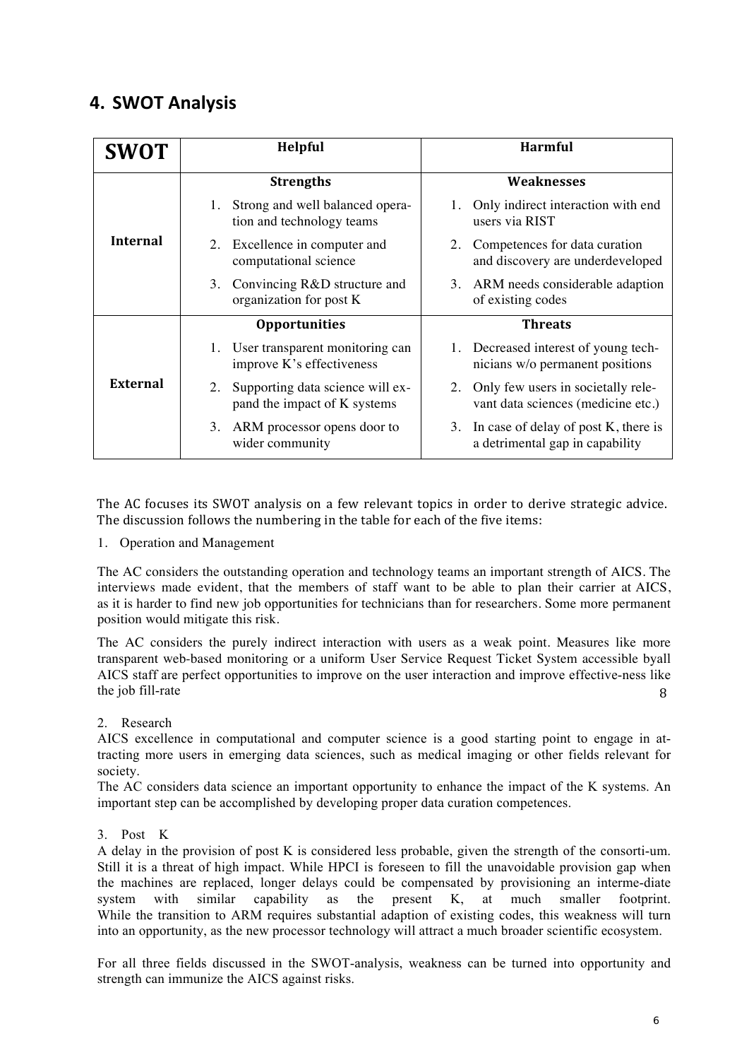## 4. SWOT Analysis

| SWOT | Helpful | Harmful |
|---|---|---|
| | **Strengths** | **Weaknesses** |
| **Internal** | 1. Strong and well balanced operation and technology teams<br>2. Excellence in computer and computational science<br>3. Convincing R&D structure and organization for post K | 1. Only indirect interaction with end users via RIST<br>2. Competences for data curation and discovery are underdeveloped<br>3. ARM needs considerable adaption of existing codes |
| | **Opportunities** | **Threats** |
| **External** | 1. User transparent monitoring can improve K's effectiveness<br>2. Supporting data science will expand the impact of K systems<br>3. ARM processor opens door to wider community | 1. Decreased interest of young technicians w/o permanent positions<br>2. Only few users in societally relevant data sciences (medicine etc.)<br>3. In case of delay of post K, there is a detrimental gap in capability |

The AC focuses its SWOT analysis on a few relevant topics in order to derive strategic advice. The discussion follows the numbering in the table for each of the five items:

1. Operation and Management

The AC considers the outstanding operation and technology teams an important strength of AICS. The interviews made evident, that the members of staff want to be able to plan their carrier at AICS, as it is harder to find new job opportunities for technicians than for researchers. Some more permanent position would mitigate this risk.

The AC considers the purely indirect interaction with users as a weak point. Measures like more transparent web-based monitoring or a uniform User Service Request Ticket System accessible byall AICS staff are perfect opportunities to improve on the user interaction and improve effective-ness like the job fill-rate 8

2. Research

AICS excellence in computational and computer science is a good starting point to engage in attracting more users in emerging data sciences, such as medical imaging or other fields relevant for society.

The AC considers data science an important opportunity to enhance the impact of the K systems. An important step can be accomplished by developing proper data curation competences.

3. Post K

A delay in the provision of post K is considered less probable, given the strength of the consorti-um. Still it is a threat of high impact. While HPCI is foreseen to fill the unavoidable provision gap when the machines are replaced, longer delays could be compensated by provisioning an interme-diate system with similar capability as the present K, at much smaller footprint. While the transition to ARM requires substantial adaption of existing codes, this weakness will turn into an opportunity, as the new processor technology will attract a much broader scientific ecosystem.

For all three fields discussed in the SWOT-analysis, weakness can be turned into opportunity and strength can immunize the AICS against risks.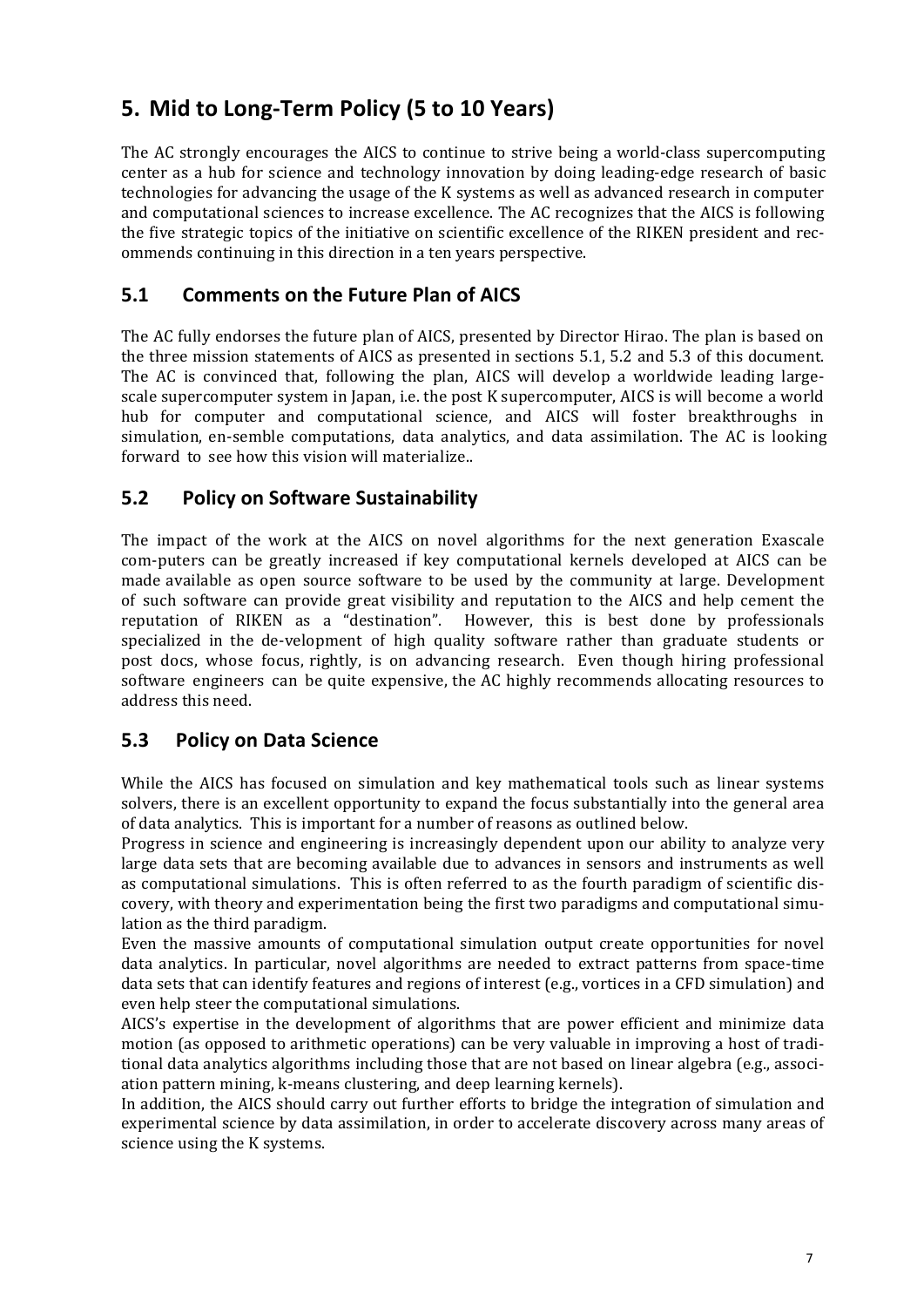# 5. Mid to Long-Term Policy (5 to 10 Years)

The AC strongly encourages the AICS to continue to strive being a world-class supercomputing center as a hub for science and technology innovation by doing leading-edge research of basic technologies for advancing the usage of the K systems as well as advanced research in computer and computational sciences to increase excellence. The AC recognizes that the AICS is following the five strategic topics of the initiative on scientific excellence of the RIKEN president and recommends continuing in this direction in a ten years perspective.

## 5.1 Comments on the Future Plan of AICS

The AC fully endorses the future plan of AICS, presented by Director Hirao. The plan is based on the three mission statements of AICS as presented in sections 5.1, 5.2 and 5.3 of this document. The AC is convinced that, following the plan, AICS will develop a worldwide leading large-scale supercomputer system in Japan, i.e. the post K supercomputer, AICS is will become a world hub for computer and computational science, and AICS will foster breakthroughs in simulation, en-semble computations, data analytics, and data assimilation. The AC is looking forward to see how this vision will materialize..

## 5.2 Policy on Software Sustainability

The impact of the work at the AICS on novel algorithms for the next generation Exascale com-puters can be greatly increased if key computational kernels developed at AICS can be made available as open source software to be used by the community at large. Development of such software can provide great visibility and reputation to the AICS and help cement the reputation of RIKEN as a "destination". However, this is best done by professionals specialized in the de-velopment of high quality software rather than graduate students or post docs, whose focus, rightly, is on advancing research. Even though hiring professional software engineers can be quite expensive, the AC highly recommends allocating resources to address this need.

## 5.3 Policy on Data Science

While the AICS has focused on simulation and key mathematical tools such as linear systems solvers, there is an excellent opportunity to expand the focus substantially into the general area of data analytics. This is important for a number of reasons as outlined below.

Progress in science and engineering is increasingly dependent upon our ability to analyze very large data sets that are becoming available due to advances in sensors and instruments as well as computational simulations. This is often referred to as the fourth paradigm of scientific dis-covery, with theory and experimentation being the first two paradigms and computational simu-lation as the third paradigm.

Even the massive amounts of computational simulation output create opportunities for novel data analytics. In particular, novel algorithms are needed to extract patterns from space-time data sets that can identify features and regions of interest (e.g., vortices in a CFD simulation) and even help steer the computational simulations.

AICS's expertise in the development of algorithms that are power efficient and minimize data motion (as opposed to arithmetic operations) can be very valuable in improving a host of tradi-tional data analytics algorithms including those that are not based on linear algebra (e.g., associ-ation pattern mining, k-means clustering, and deep learning kernels).

In addition, the AICS should carry out further efforts to bridge the integration of simulation and experimental science by data assimilation, in order to accelerate discovery across many areas of science using the K systems.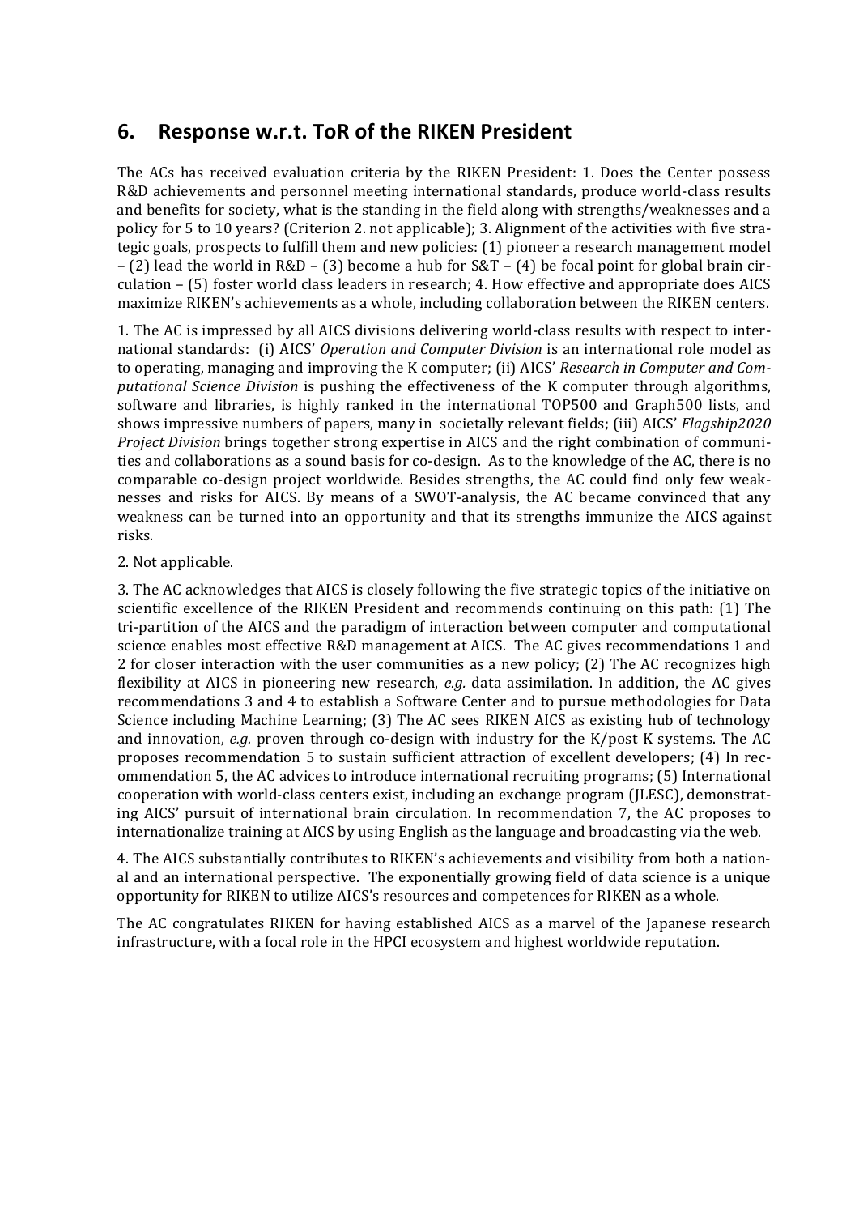## 6. Response w.r.t. ToR of the RIKEN President

The ACs has received evaluation criteria by the RIKEN President: 1. Does the Center possess R&D achievements and personnel meeting international standards, produce world-class results and benefits for society, what is the standing in the field along with strengths/weaknesses and a policy for 5 to 10 years? (Criterion 2. not applicable); 3. Alignment of the activities with five strategic goals, prospects to fulfill them and new policies: (1) pioneer a research management model – (2) lead the world in R&D – (3) become a hub for S&T – (4) be focal point for global brain circulation – (5) foster world class leaders in research; 4. How effective and appropriate does AICS maximize RIKEN's achievements as a whole, including collaboration between the RIKEN centers.

1. The AC is impressed by all AICS divisions delivering world-class results with respect to international standards: (i) AICS' *Operation and Computer Division* is an international role model as to operating, managing and improving the K computer; (ii) AICS' *Research in Computer and Computational Science Division* is pushing the effectiveness of the K computer through algorithms, software and libraries, is highly ranked in the international TOP500 and Graph500 lists, and shows impressive numbers of papers, many in societally relevant fields; (iii) AICS' *Flagship2020 Project Division* brings together strong expertise in AICS and the right combination of communities and collaborations as a sound basis for co-design. As to the knowledge of the AC, there is no comparable co-design project worldwide. Besides strengths, the AC could find only few weaknesses and risks for AICS. By means of a SWOT-analysis, the AC became convinced that any weakness can be turned into an opportunity and that its strengths immunize the AICS against risks.

2. Not applicable.

3. The AC acknowledges that AICS is closely following the five strategic topics of the initiative on scientific excellence of the RIKEN President and recommends continuing on this path: (1) The tri-partition of the AICS and the paradigm of interaction between computer and computational science enables most effective R&D management at AICS. The AC gives recommendations 1 and 2 for closer interaction with the user communities as a new policy; (2) The AC recognizes high flexibility at AICS in pioneering new research, *e.g.* data assimilation. In addition, the AC gives recommendations 3 and 4 to establish a Software Center and to pursue methodologies for Data Science including Machine Learning; (3) The AC sees RIKEN AICS as existing hub of technology and innovation, *e.g.* proven through co-design with industry for the K/post K systems. The AC proposes recommendation 5 to sustain sufficient attraction of excellent developers; (4) In recommendation 5, the AC advices to introduce international recruiting programs; (5) International cooperation with world-class centers exist, including an exchange program (JLESC), demonstrating AICS' pursuit of international brain circulation. In recommendation 7, the AC proposes to internationalize training at AICS by using English as the language and broadcasting via the web.

4. The AICS substantially contributes to RIKEN's achievements and visibility from both a national and an international perspective. The exponentially growing field of data science is a unique opportunity for RIKEN to utilize AICS's resources and competences for RIKEN as a whole.

The AC congratulates RIKEN for having established AICS as a marvel of the Japanese research infrastructure, with a focal role in the HPCI ecosystem and highest worldwide reputation.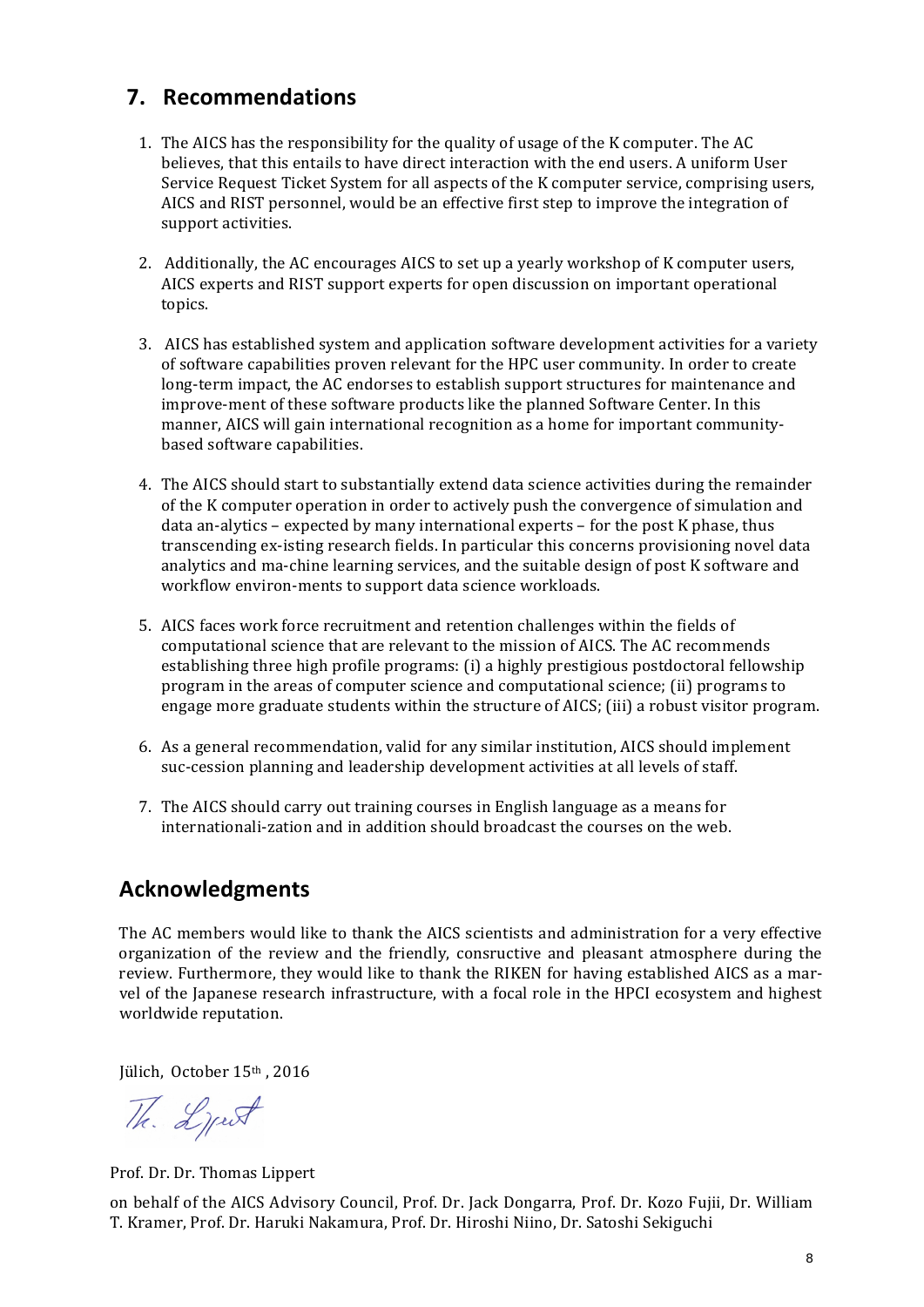## 7. Recommendations

1. The AICS has the responsibility for the quality of usage of the K computer. The AC believes, that this entails to have direct interaction with the end users. A uniform User Service Request Ticket System for all aspects of the K computer service, comprising users, AICS and RIST personnel, would be an effective first step to improve the integration of support activities.

2. Additionally, the AC encourages AICS to set up a yearly workshop of K computer users, AICS experts and RIST support experts for open discussion on important operational topics.

3. AICS has established system and application software development activities for a variety of software capabilities proven relevant for the HPC user community. In order to create long-term impact, the AC endorses to establish support structures for maintenance and improve-ment of these software products like the planned Software Center. In this manner, AICS will gain international recognition as a home for important community-based software capabilities.

4. The AICS should start to substantially extend data science activities during the remainder of the K computer operation in order to actively push the convergence of simulation and data an-alytics – expected by many international experts – for the post K phase, thus transcending ex-isting research fields. In particular this concerns provisioning novel data analytics and ma-chine learning services, and the suitable design of post K software and workflow environ-ments to support data science workloads.

5. AICS faces work force recruitment and retention challenges within the fields of computational science that are relevant to the mission of AICS. The AC recommends establishing three high profile programs: (i) a highly prestigious postdoctoral fellowship program in the areas of computer science and computational science; (ii) programs to engage more graduate students within the structure of AICS; (iii) a robust visitor program.

6. As a general recommendation, valid for any similar institution, AICS should implement suc-cession planning and leadership development activities at all levels of staff.

7. The AICS should carry out training courses in English language as a means for internationali-zation and in addition should broadcast the courses on the web.

## Acknowledgments

The AC members would like to thank the AICS scientists and administration for a very effective organization of the review and the friendly, consructive and pleasant atmosphere during the review. Furthermore, they would like to thank the RIKEN for having established AICS as a mar-vel of the Japanese research infrastructure, with a focal role in the HPCI ecosystem and highest worldwide reputation.

Jülich, October 15th , 2016

Th. Lippert

Prof. Dr. Dr. Thomas Lippert

on behalf of the AICS Advisory Council, Prof. Dr. Jack Dongarra, Prof. Dr. Kozo Fujii, Dr. William T. Kramer, Prof. Dr. Haruki Nakamura, Prof. Dr. Hiroshi Niino, Dr. Satoshi Sekiguchi